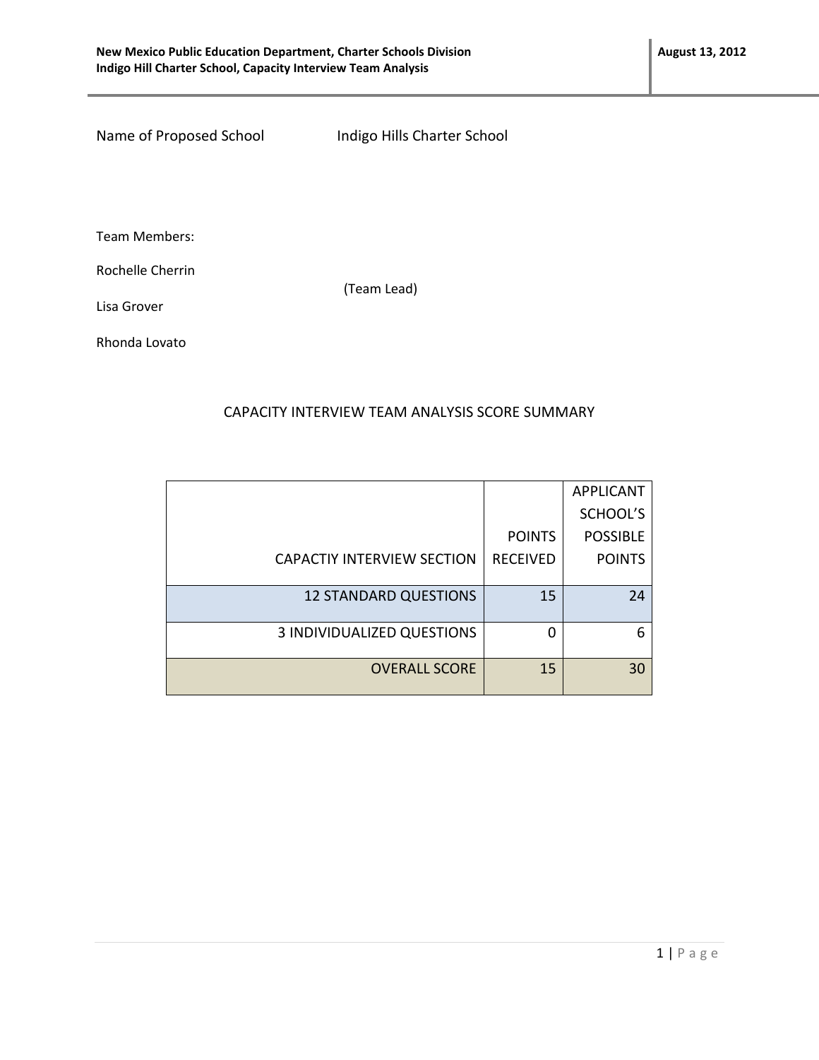Name of Proposed School Indigo Hills Charter School

Team Members:

Rochelle Cherrin (Team Lead)

Lisa Grover

Rhonda Lovato

## CAPACITY INTERVIEW TEAM ANALYSIS SCORE SUMMARY

| CAPACTIY INTERVIEW SECTION | POINTS RECEIVED | APPLICANT SCHOOL'S POSSIBLE POINTS |
|---|---|---|
| 12 STANDARD QUESTIONS | 15 | 24 |
| 3 INDIVIDUALIZED QUESTIONS | 0 | 6 |
| OVERALL SCORE | 15 | 30 |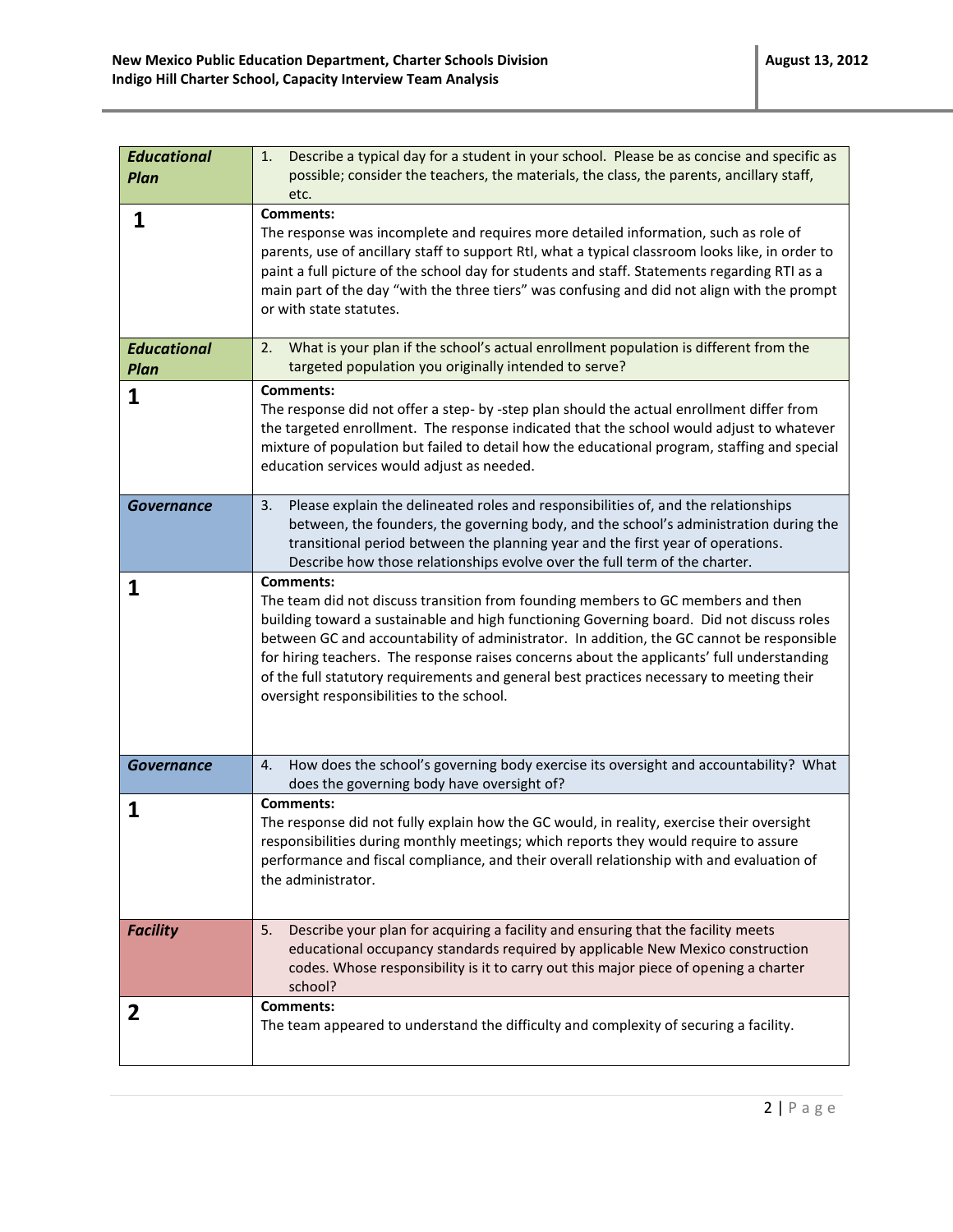| Category / Score | Question / Comments |
|---|---|
| ***Educational Plan*** | 1. Describe a typical day for a student in your school. Please be as concise and specific as possible; consider the teachers, the materials, the class, the parents, ancillary staff, etc. |
| **1** | **Comments:** The response was incomplete and requires more detailed information, such as role of parents, use of ancillary staff to support RtI, what a typical classroom looks like, in order to paint a full picture of the school day for students and staff. Statements regarding RTI as a main part of the day "with the three tiers" was confusing and did not align with the prompt or with state statutes. |
| ***Educational Plan*** | 2. What is your plan if the school's actual enrollment population is different from the targeted population you originally intended to serve? |
| **1** | **Comments:** The response did not offer a step- by -step plan should the actual enrollment differ from the targeted enrollment. The response indicated that the school would adjust to whatever mixture of population but failed to detail how the educational program, staffing and special education services would adjust as needed. |
| ***Governance*** | 3. Please explain the delineated roles and responsibilities of, and the relationships between, the founders, the governing body, and the school's administration during the transitional period between the planning year and the first year of operations. Describe how those relationships evolve over the full term of the charter. |
| **1** | **Comments:** The team did not discuss transition from founding members to GC members and then building toward a sustainable and high functioning Governing board. Did not discuss roles between GC and accountability of administrator. In addition, the GC cannot be responsible for hiring teachers. The response raises concerns about the applicants' full understanding of the full statutory requirements and general best practices necessary to meeting their oversight responsibilities to the school. |
| ***Governance*** | 4. How does the school's governing body exercise its oversight and accountability? What does the governing body have oversight of? |
| **1** | **Comments:** The response did not fully explain how the GC would, in reality, exercise their oversight responsibilities during monthly meetings; which reports they would require to assure performance and fiscal compliance, and their overall relationship with and evaluation of the administrator. |
| ***Facility*** | 5. Describe your plan for acquiring a facility and ensuring that the facility meets educational occupancy standards required by applicable New Mexico construction codes. Whose responsibility is it to carry out this major piece of opening a charter school? |
| **2** | **Comments:** The team appeared to understand the difficulty and complexity of securing a facility. |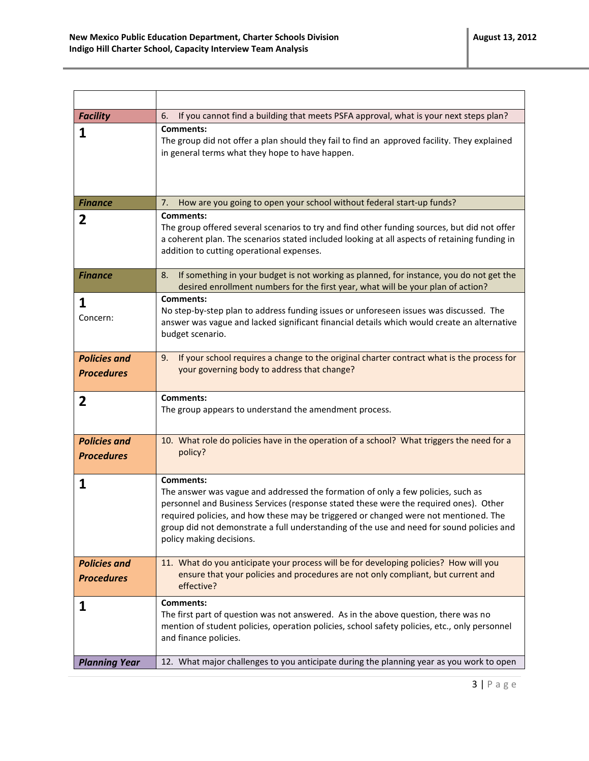| | |
|---|---|
| ***Facility*** | 6. If you cannot find a building that meets PSFA approval, what is your next steps plan? |
| **1** | **Comments:**<br>The group did not offer a plan should they fail to find an approved facility. They explained in general terms what they hope to have happen. |
| ***Finance*** | 7. How are you going to open your school without federal start-up funds? |
| **2** | **Comments:**<br>The group offered several scenarios to try and find other funding sources, but did not offer a coherent plan. The scenarios stated included looking at all aspects of retaining funding in addition to cutting operational expenses. |
| ***Finance*** | 8. If something in your budget is not working as planned, for instance, you do not get the desired enrollment numbers for the first year, what will be your plan of action? |
| **1**<br>Concern: | **Comments:**<br>No step-by-step plan to address funding issues or unforeseen issues was discussed. The answer was vague and lacked significant financial details which would create an alternative budget scenario. |
| ***Policies and Procedures*** | 9. If your school requires a change to the original charter contract what is the process for your governing body to address that change? |
| **2** | **Comments:**<br>The group appears to understand the amendment process. |
| ***Policies and Procedures*** | 10. What role do policies have in the operation of a school? What triggers the need for a policy? |
| **1** | **Comments:**<br>The answer was vague and addressed the formation of only a few policies, such as personnel and Business Services (response stated these were the required ones). Other required policies, and how these may be triggered or changed were not mentioned. The group did not demonstrate a full understanding of the use and need for sound policies and policy making decisions. |
| ***Policies and Procedures*** | 11. What do you anticipate your process will be for developing policies? How will you ensure that your policies and procedures are not only compliant, but current and effective? |
| **1** | **Comments:**<br>The first part of question was not answered. As in the above question, there was no mention of student policies, operation policies, school safety policies, etc., only personnel and finance policies. |
| ***Planning Year*** | 12. What major challenges to you anticipate during the planning year as you work to open |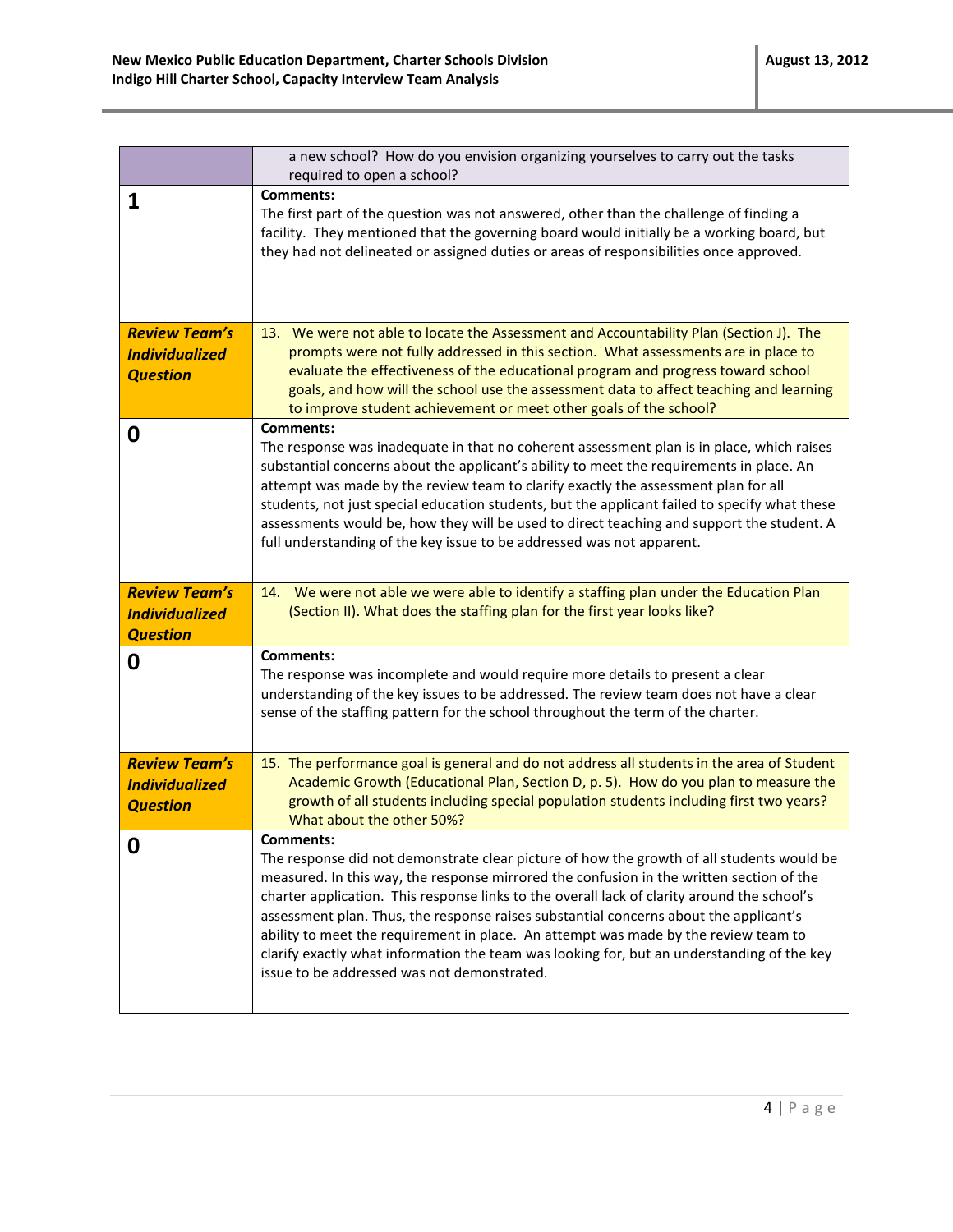| | |
|---|---|
| | a new school? How do you envision organizing yourselves to carry out the tasks required to open a school? |
| **1** | **Comments:**<br>The first part of the question was not answered, other than the challenge of finding a facility. They mentioned that the governing board would initially be a working board, but they had not delineated or assigned duties or areas of responsibilities once approved. |
| ***Review Team's Individualized Question*** | 13. We were not able to locate the Assessment and Accountability Plan (Section J). The prompts were not fully addressed in this section. What assessments are in place to evaluate the effectiveness of the educational program and progress toward school goals, and how will the school use the assessment data to affect teaching and learning to improve student achievement or meet other goals of the school? |
| **0** | **Comments:**<br>The response was inadequate in that no coherent assessment plan is in place, which raises substantial concerns about the applicant's ability to meet the requirements in place. An attempt was made by the review team to clarify exactly the assessment plan for all students, not just special education students, but the applicant failed to specify what these assessments would be, how they will be used to direct teaching and support the student. A full understanding of the key issue to be addressed was not apparent. |
| ***Review Team's Individualized Question*** | 14. We were not able we were able to identify a staffing plan under the Education Plan (Section II). What does the staffing plan for the first year looks like? |
| **0** | **Comments:**<br>The response was incomplete and would require more details to present a clear understanding of the key issues to be addressed. The review team does not have a clear sense of the staffing pattern for the school throughout the term of the charter. |
| ***Review Team's Individualized Question*** | 15. The performance goal is general and do not address all students in the area of Student Academic Growth (Educational Plan, Section D, p. 5). How do you plan to measure the growth of all students including special population students including first two years? What about the other 50%? |
| **0** | **Comments:**<br>The response did not demonstrate clear picture of how the growth of all students would be measured. In this way, the response mirrored the confusion in the written section of the charter application. This response links to the overall lack of clarity around the school's assessment plan. Thus, the response raises substantial concerns about the applicant's ability to meet the requirement in place. An attempt was made by the review team to clarify exactly what information the team was looking for, but an understanding of the key issue to be addressed was not demonstrated. |